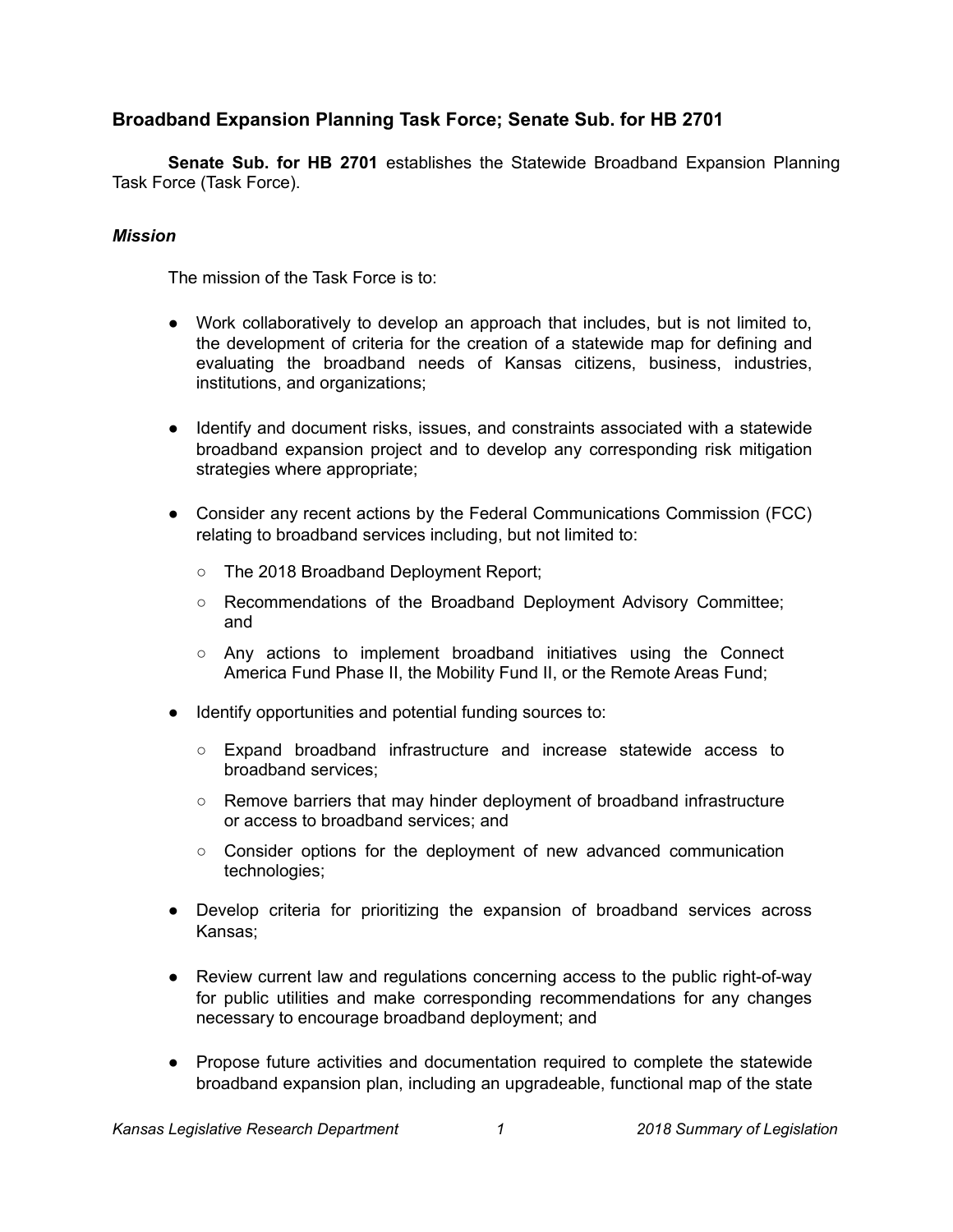## Broadband Expansion Planning Task Force; Senate Sub. for HB 2701

**Senate Sub. for HB 2701** establishes the Statewide Broadband Expansion Planning Task Force (Task Force).

### *Mission*

The mission of the Task Force is to:

- Work collaboratively to develop an approach that includes, but is not limited to, the development of criteria for the creation of a statewide map for defining and evaluating the broadband needs of Kansas citizens, business, industries, institutions, and organizations;
- Identify and document risks, issues, and constraints associated with a statewide broadband expansion project and to develop any corresponding risk mitigation strategies where appropriate;
- Consider any recent actions by the Federal Communications Commission (FCC) relating to broadband services including, but not limited to:
  - The 2018 Broadband Deployment Report;
  - Recommendations of the Broadband Deployment Advisory Committee; and
  - Any actions to implement broadband initiatives using the Connect America Fund Phase II, the Mobility Fund II, or the Remote Areas Fund;
- Identify opportunities and potential funding sources to:
  - Expand broadband infrastructure and increase statewide access to broadband services;
  - Remove barriers that may hinder deployment of broadband infrastructure or access to broadband services; and
  - Consider options for the deployment of new advanced communication technologies;
- Develop criteria for prioritizing the expansion of broadband services across Kansas;
- Review current law and regulations concerning access to the public right-of-way for public utilities and make corresponding recommendations for any changes necessary to encourage broadband deployment; and
- Propose future activities and documentation required to complete the statewide broadband expansion plan, including an upgradeable, functional map of the state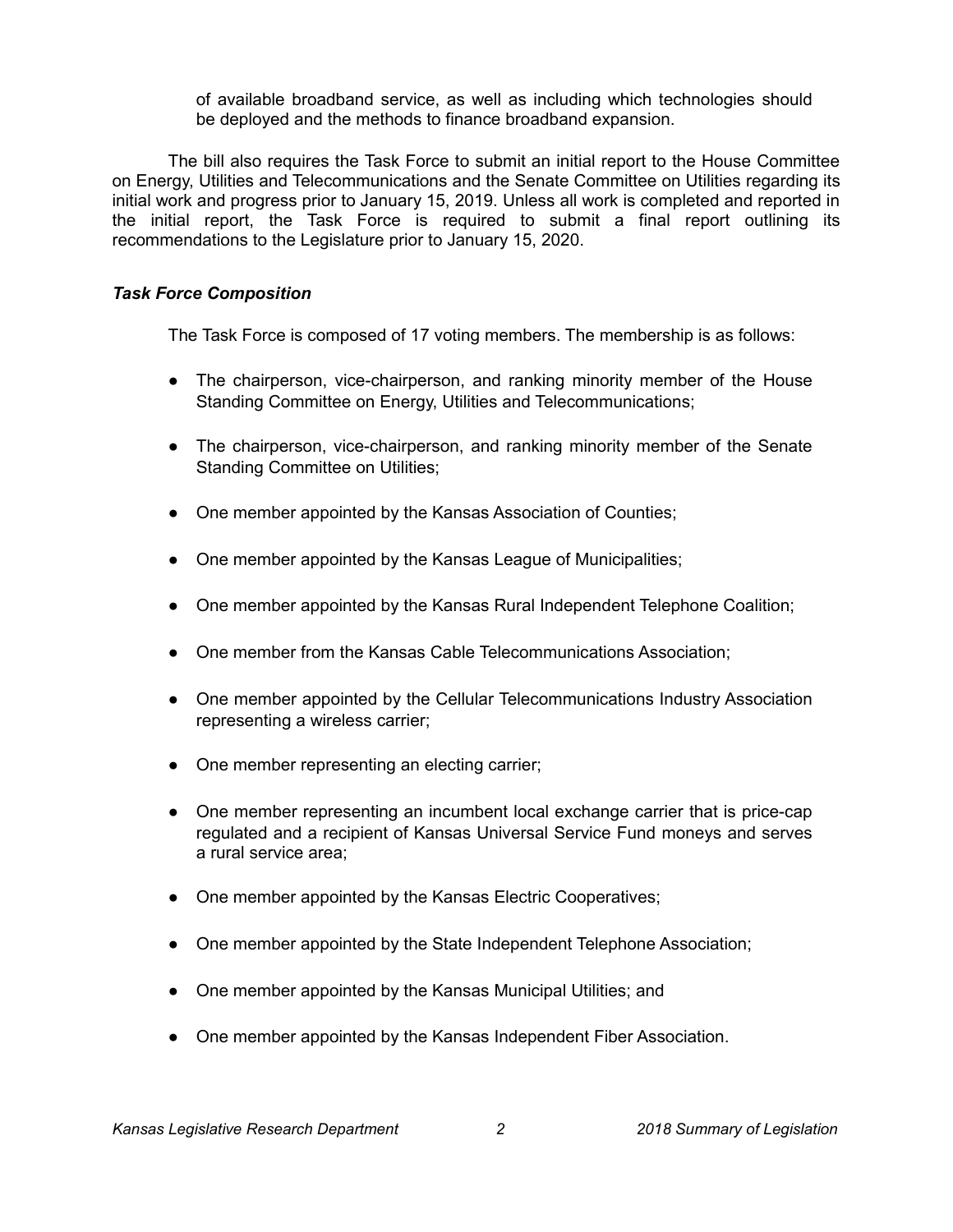of available broadband service, as well as including which technologies should be deployed and the methods to finance broadband expansion.

The bill also requires the Task Force to submit an initial report to the House Committee on Energy, Utilities and Telecommunications and the Senate Committee on Utilities regarding its initial work and progress prior to January 15, 2019. Unless all work is completed and reported in the initial report, the Task Force is required to submit a final report outlining its recommendations to the Legislature prior to January 15, 2020.

### *Task Force Composition*

The Task Force is composed of 17 voting members. The membership is as follows:

- The chairperson, vice-chairperson, and ranking minority member of the House Standing Committee on Energy, Utilities and Telecommunications;
- The chairperson, vice-chairperson, and ranking minority member of the Senate Standing Committee on Utilities;
- One member appointed by the Kansas Association of Counties;
- One member appointed by the Kansas League of Municipalities;
- One member appointed by the Kansas Rural Independent Telephone Coalition;
- One member from the Kansas Cable Telecommunications Association;
- One member appointed by the Cellular Telecommunications Industry Association representing a wireless carrier;
- One member representing an electing carrier;
- One member representing an incumbent local exchange carrier that is price-cap regulated and a recipient of Kansas Universal Service Fund moneys and serves a rural service area;
- One member appointed by the Kansas Electric Cooperatives;
- One member appointed by the State Independent Telephone Association;
- One member appointed by the Kansas Municipal Utilities; and
- One member appointed by the Kansas Independent Fiber Association.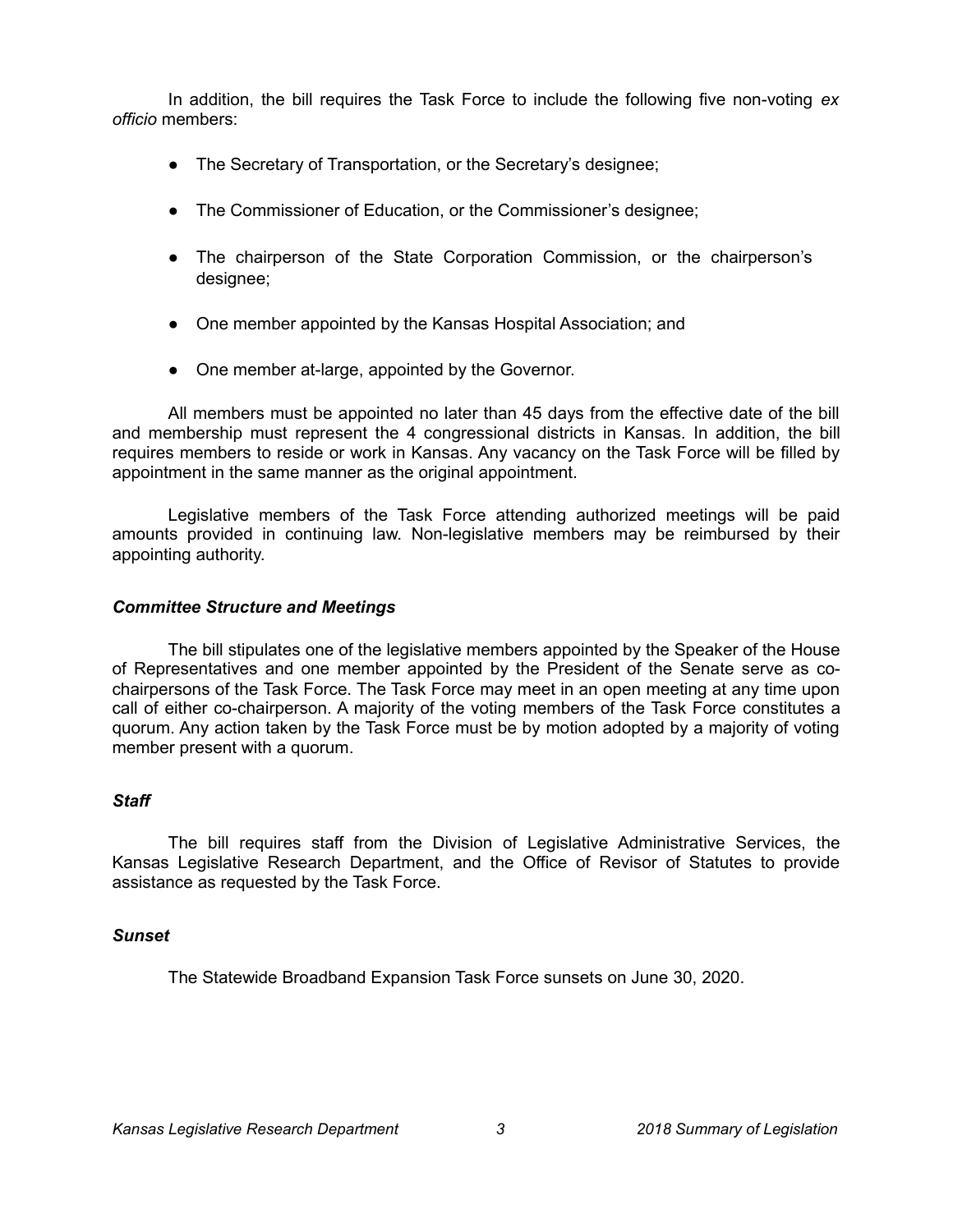In addition, the bill requires the Task Force to include the following five non-voting *ex officio* members:

- The Secretary of Transportation, or the Secretary's designee;
- The Commissioner of Education, or the Commissioner's designee;
- The chairperson of the State Corporation Commission, or the chairperson's designee;
- One member appointed by the Kansas Hospital Association; and
- One member at-large, appointed by the Governor.

All members must be appointed no later than 45 days from the effective date of the bill and membership must represent the 4 congressional districts in Kansas. In addition, the bill requires members to reside or work in Kansas. Any vacancy on the Task Force will be filled by appointment in the same manner as the original appointment.

Legislative members of the Task Force attending authorized meetings will be paid amounts provided in continuing law. Non-legislative members may be reimbursed by their appointing authority.

### *Committee Structure and Meetings*

The bill stipulates one of the legislative members appointed by the Speaker of the House of Representatives and one member appointed by the President of the Senate serve as co-chairpersons of the Task Force. The Task Force may meet in an open meeting at any time upon call of either co-chairperson. A majority of the voting members of the Task Force constitutes a quorum. Any action taken by the Task Force must be by motion adopted by a majority of voting member present with a quorum.

### *Staff*

The bill requires staff from the Division of Legislative Administrative Services, the Kansas Legislative Research Department, and the Office of Revisor of Statutes to provide assistance as requested by the Task Force.

### *Sunset*

The Statewide Broadband Expansion Task Force sunsets on June 30, 2020.